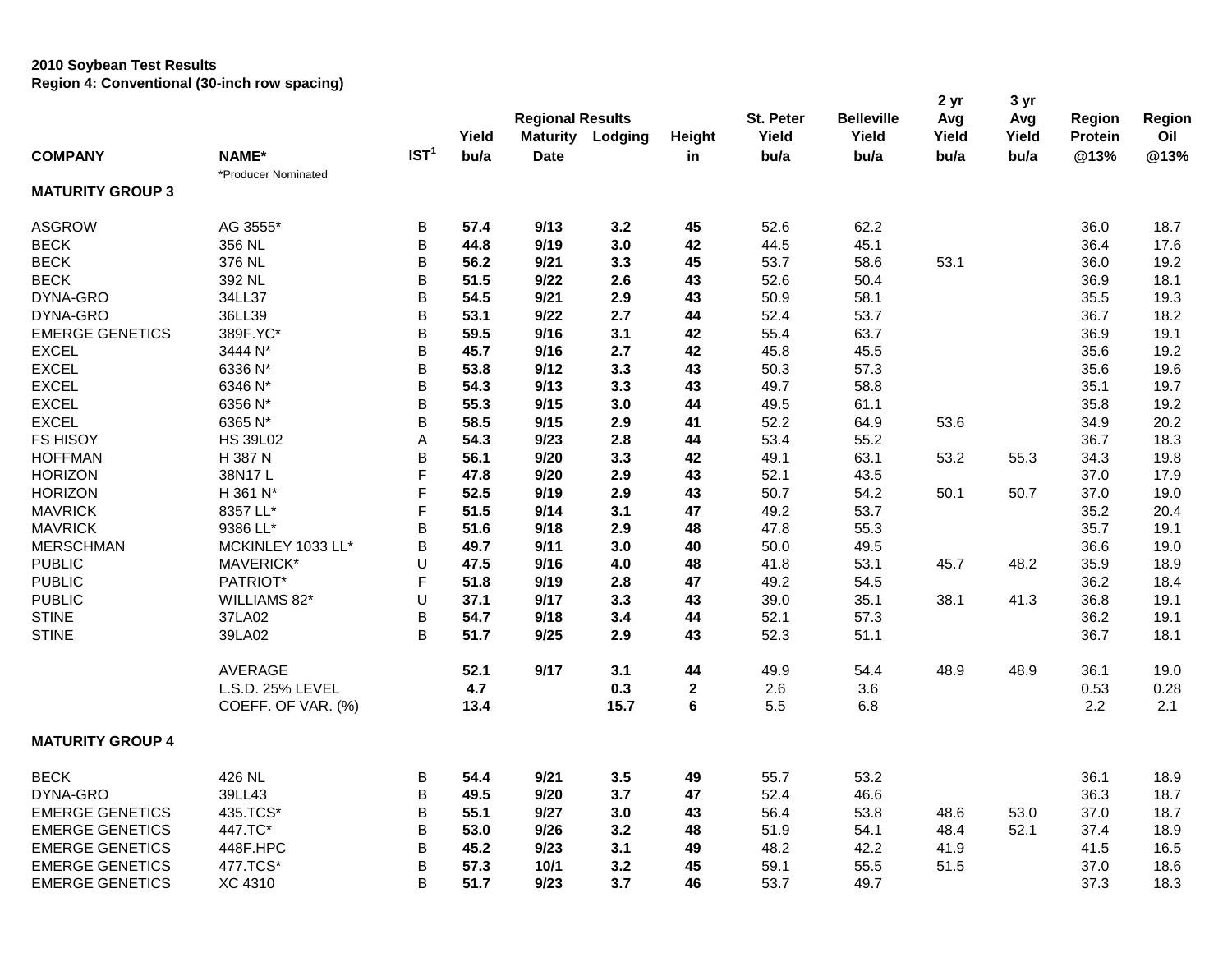**2010 Soybean Test Results**
**Region 4: Conventional (30-inch row spacing)**

| COMPANY | NAME* | IST[1] | Yield bu/a | Regional Results Maturity Date | Lodging | Height in | St. Peter Yield bu/a | Belleville Yield bu/a | 2 yr Avg Yield bu/a | 3 yr Avg Yield bu/a | Region Protein @13% | Region Oil @13% |
|---|---|---|---|---|---|---|---|---|---|---|---|---|
| | *Producer Nominated | | | | | | | | | | | |
| **MATURITY GROUP 3** | | | | | | | | | | | | |
| ASGROW | AG 3555* | B | **57.4** | **9/13** | **3.2** | **45** | 52.6 | 62.2 | | | 36.0 | 18.7 |
| BECK | 356 NL | B | **44.8** | **9/19** | **3.0** | **42** | 44.5 | 45.1 | | | 36.4 | 17.6 |
| BECK | 376 NL | B | **56.2** | **9/21** | **3.3** | **45** | 53.7 | 58.6 | 53.1 | | 36.0 | 19.2 |
| BECK | 392 NL | B | **51.5** | **9/22** | **2.6** | **43** | 52.6 | 50.4 | | | 36.9 | 18.1 |
| DYNA-GRO | 34LL37 | B | **54.5** | **9/21** | **2.9** | **43** | 50.9 | 58.1 | | | 35.5 | 19.3 |
| DYNA-GRO | 36LL39 | B | **53.1** | **9/22** | **2.7** | **44** | 52.4 | 53.7 | | | 36.7 | 18.2 |
| EMERGE GENETICS | 389F.YC* | B | **59.5** | **9/16** | **3.1** | **42** | 55.4 | 63.7 | | | 36.9 | 19.1 |
| EXCEL | 3444 N* | B | **45.7** | **9/16** | **2.7** | **42** | 45.8 | 45.5 | | | 35.6 | 19.2 |
| EXCEL | 6336 N* | B | **53.8** | **9/12** | **3.3** | **43** | 50.3 | 57.3 | | | 35.6 | 19.6 |
| EXCEL | 6346 N* | B | **54.3** | **9/13** | **3.3** | **43** | 49.7 | 58.8 | | | 35.1 | 19.7 |
| EXCEL | 6356 N* | B | **55.3** | **9/15** | **3.0** | **44** | 49.5 | 61.1 | | | 35.8 | 19.2 |
| EXCEL | 6365 N* | B | **58.5** | **9/15** | **2.9** | **41** | 52.2 | 64.9 | 53.6 | | 34.9 | 20.2 |
| FS HISOY | HS 39L02 | A | **54.3** | **9/23** | **2.8** | **44** | 53.4 | 55.2 | | | 36.7 | 18.3 |
| HOFFMAN | H 387 N | B | **56.1** | **9/20** | **3.3** | **42** | 49.1 | 63.1 | 53.2 | 55.3 | 34.3 | 19.8 |
| HORIZON | 38N17 L | F | **47.8** | **9/20** | **2.9** | **43** | 52.1 | 43.5 | | | 37.0 | 17.9 |
| HORIZON | H 361 N* | F | **52.5** | **9/19** | **2.9** | **43** | 50.7 | 54.2 | 50.1 | 50.7 | 37.0 | 19.0 |
| MAVRICK | 8357 LL* | F | **51.5** | **9/14** | **3.1** | **47** | 49.2 | 53.7 | | | 35.2 | 20.4 |
| MAVRICK | 9386 LL* | B | **51.6** | **9/18** | **2.9** | **48** | 47.8 | 55.3 | | | 35.7 | 19.1 |
| MERSCHMAN | MCKINLEY 1033 LL* | B | **49.7** | **9/11** | **3.0** | **40** | 50.0 | 49.5 | | | 36.6 | 19.0 |
| PUBLIC | MAVERICK* | U | **47.5** | **9/16** | **4.0** | **48** | 41.8 | 53.1 | 45.7 | 48.2 | 35.9 | 18.9 |
| PUBLIC | PATRIOT* | F | **51.8** | **9/19** | **2.8** | **47** | 49.2 | 54.5 | | | 36.2 | 18.4 |
| PUBLIC | WILLIAMS 82* | U | **37.1** | **9/17** | **3.3** | **43** | 39.0 | 35.1 | 38.1 | 41.3 | 36.8 | 19.1 |
| STINE | 37LA02 | B | **54.7** | **9/18** | **3.4** | **44** | 52.1 | 57.3 | | | 36.2 | 19.1 |
| STINE | 39LA02 | B | **51.7** | **9/25** | **2.9** | **43** | 52.3 | 51.1 | | | 36.7 | 18.1 |
| | AVERAGE | | **52.1** | **9/17** | **3.1** | **44** | 49.9 | 54.4 | 48.9 | 48.9 | 36.1 | 19.0 |
| | L.S.D. 25% LEVEL | | **4.7** | | **0.3** | **2** | 2.6 | 3.6 | | | 0.53 | 0.28 |
| | COEFF. OF VAR. (%) | | **13.4** | | **15.7** | **6** | 5.5 | 6.8 | | | 2.2 | 2.1 |
| **MATURITY GROUP 4** | | | | | | | | | | | | |
| BECK | 426 NL | B | **54.4** | **9/21** | **3.5** | **49** | 55.7 | 53.2 | | | 36.1 | 18.9 |
| DYNA-GRO | 39LL43 | B | **49.5** | **9/20** | **3.7** | **47** | 52.4 | 46.6 | | | 36.3 | 18.7 |
| EMERGE GENETICS | 435.TCS* | B | **55.1** | **9/27** | **3.0** | **43** | 56.4 | 53.8 | 48.6 | 53.0 | 37.0 | 18.7 |
| EMERGE GENETICS | 447.TC* | B | **53.0** | **9/26** | **3.2** | **48** | 51.9 | 54.1 | 48.4 | 52.1 | 37.4 | 18.9 |
| EMERGE GENETICS | 448F.HPC | B | **45.2** | **9/23** | **3.1** | **49** | 48.2 | 42.2 | 41.9 | | 41.5 | 16.5 |
| EMERGE GENETICS | 477.TCS* | B | **57.3** | **10/1** | **3.2** | **45** | 59.1 | 55.5 | 51.5 | | 37.0 | 18.6 |
| EMERGE GENETICS | XC 4310 | B | **51.7** | **9/23** | **3.7** | **46** | 53.7 | 49.7 | | | 37.3 | 18.3 |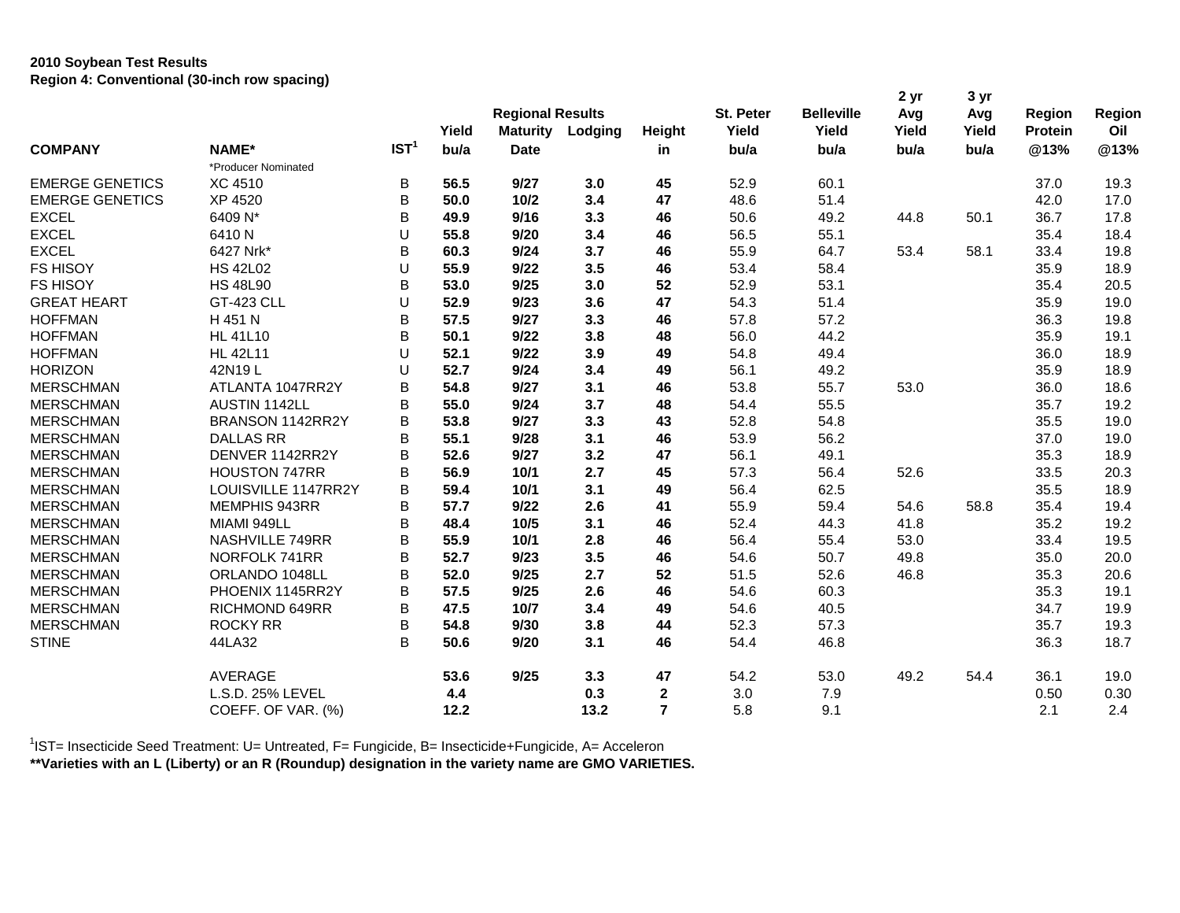**2010 Soybean Test Results**
**Region 4: Conventional (30-inch row spacing)**

| COMPANY | NAME* | IST[1] | Yield bu/a | Regional Results Maturity Date | Lodging | Height in | St. Peter Yield bu/a | Belleville Yield bu/a | 2 yr Avg Yield bu/a | 3 yr Avg Yield bu/a | Region Protein @13% | Region Oil @13% |
|---|---|---|---|---|---|---|---|---|---|---|---|---|
| | *Producer Nominated | | | | | | | | | | | |
| EMERGE GENETICS | XC 4510 | B | **56.5** | **9/27** | **3.0** | **45** | 52.9 | 60.1 | | | 37.0 | 19.3 |
| EMERGE GENETICS | XP 4520 | B | **50.0** | **10/2** | **3.4** | **47** | 48.6 | 51.4 | | | 42.0 | 17.0 |
| EXCEL | 6409 N* | B | **49.9** | **9/16** | **3.3** | **46** | 50.6 | 49.2 | 44.8 | 50.1 | 36.7 | 17.8 |
| EXCEL | 6410 N | U | **55.8** | **9/20** | **3.4** | **46** | 56.5 | 55.1 | | | 35.4 | 18.4 |
| EXCEL | 6427 Nrk* | B | **60.3** | **9/24** | **3.7** | **46** | 55.9 | 64.7 | 53.4 | 58.1 | 33.4 | 19.8 |
| FS HISOY | HS 42L02 | U | **55.9** | **9/22** | **3.5** | **46** | 53.4 | 58.4 | | | 35.9 | 18.9 |
| FS HISOY | HS 48L90 | B | **53.0** | **9/25** | **3.0** | **52** | 52.9 | 53.1 | | | 35.4 | 20.5 |
| GREAT HEART | GT-423 CLL | U | **52.9** | **9/23** | **3.6** | **47** | 54.3 | 51.4 | | | 35.9 | 19.0 |
| HOFFMAN | H 451 N | B | **57.5** | **9/27** | **3.3** | **46** | 57.8 | 57.2 | | | 36.3 | 19.8 |
| HOFFMAN | HL 41L10 | B | **50.1** | **9/22** | **3.8** | **48** | 56.0 | 44.2 | | | 35.9 | 19.1 |
| HOFFMAN | HL 42L11 | U | **52.1** | **9/22** | **3.9** | **49** | 54.8 | 49.4 | | | 36.0 | 18.9 |
| HORIZON | 42N19 L | U | **52.7** | **9/24** | **3.4** | **49** | 56.1 | 49.2 | | | 35.9 | 18.9 |
| MERSCHMAN | ATLANTA 1047RR2Y | B | **54.8** | **9/27** | **3.1** | **46** | 53.8 | 55.7 | 53.0 | | 36.0 | 18.6 |
| MERSCHMAN | AUSTIN 1142LL | B | **55.0** | **9/24** | **3.7** | **48** | 54.4 | 55.5 | | | 35.7 | 19.2 |
| MERSCHMAN | BRANSON 1142RR2Y | B | **53.8** | **9/27** | **3.3** | **43** | 52.8 | 54.8 | | | 35.5 | 19.0 |
| MERSCHMAN | DALLAS RR | B | **55.1** | **9/28** | **3.1** | **46** | 53.9 | 56.2 | | | 37.0 | 19.0 |
| MERSCHMAN | DENVER 1142RR2Y | B | **52.6** | **9/27** | **3.2** | **47** | 56.1 | 49.1 | | | 35.3 | 18.9 |
| MERSCHMAN | HOUSTON 747RR | B | **56.9** | **10/1** | **2.7** | **45** | 57.3 | 56.4 | 52.6 | | 33.5 | 20.3 |
| MERSCHMAN | LOUISVILLE 1147RR2Y | B | **59.4** | **10/1** | **3.1** | **49** | 56.4 | 62.5 | | | 35.5 | 18.9 |
| MERSCHMAN | MEMPHIS 943RR | B | **57.7** | **9/22** | **2.6** | **41** | 55.9 | 59.4 | 54.6 | 58.8 | 35.4 | 19.4 |
| MERSCHMAN | MIAMI 949LL | B | **48.4** | **10/5** | **3.1** | **46** | 52.4 | 44.3 | 41.8 | | 35.2 | 19.2 |
| MERSCHMAN | NASHVILLE 749RR | B | **55.9** | **10/1** | **2.8** | **46** | 56.4 | 55.4 | 53.0 | | 33.4 | 19.5 |
| MERSCHMAN | NORFOLK 741RR | B | **52.7** | **9/23** | **3.5** | **46** | 54.6 | 50.7 | 49.8 | | 35.0 | 20.0 |
| MERSCHMAN | ORLANDO 1048LL | B | **52.0** | **9/25** | **2.7** | **52** | 51.5 | 52.6 | 46.8 | | 35.3 | 20.6 |
| MERSCHMAN | PHOENIX 1145RR2Y | B | **57.5** | **9/25** | **2.6** | **46** | 54.6 | 60.3 | | | 35.3 | 19.1 |
| MERSCHMAN | RICHMOND 649RR | B | **47.5** | **10/7** | **3.4** | **49** | 54.6 | 40.5 | | | 34.7 | 19.9 |
| MERSCHMAN | ROCKY RR | B | **54.8** | **9/30** | **3.8** | **44** | 52.3 | 57.3 | | | 35.7 | 19.3 |
| STINE | 44LA32 | B | **50.6** | **9/20** | **3.1** | **46** | 54.4 | 46.8 | | | 36.3 | 18.7 |
| | AVERAGE | | **53.6** | **9/25** | **3.3** | **47** | 54.2 | 53.0 | 49.2 | 54.4 | 36.1 | 19.0 |
| | L.S.D. 25% LEVEL | | **4.4** | | **0.3** | **2** | 3.0 | 7.9 | | | 0.50 | 0.30 |
| | COEFF. OF VAR. (%) | | **12.2** | | **13.2** | **7** | 5.8 | 9.1 | | | 2.1 | 2.4 |

[1]IST= Insecticide Seed Treatment: U= Untreated, F= Fungicide, B= Insecticide+Fungicide, A= Acceleron

**Varieties with an L (Liberty) or an R (Roundup) designation in the variety name are GMO VARIETIES.**